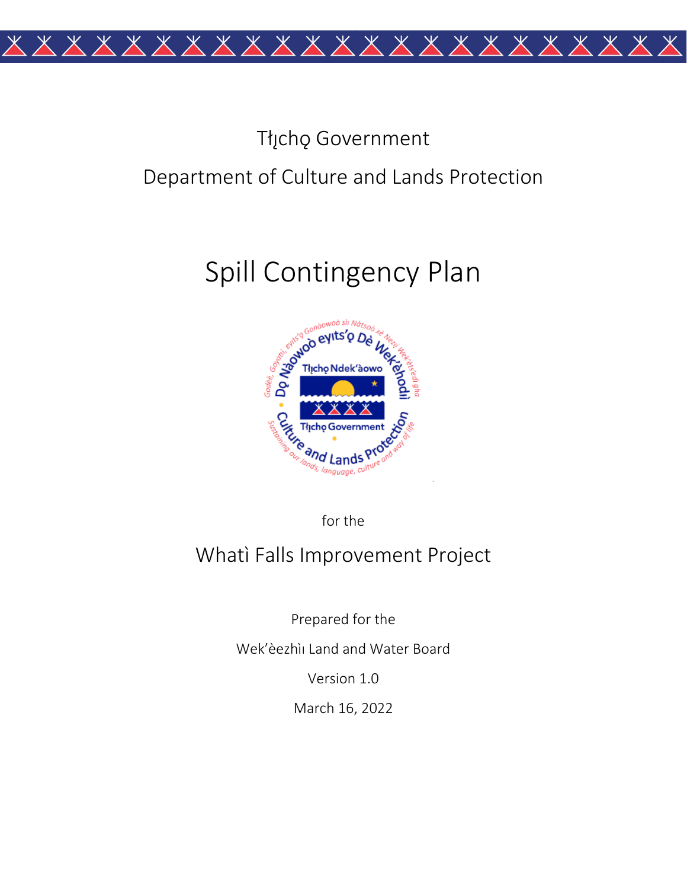Tłı̨chǫ Government

Department of Culture and Lands Protection

# Spill Contingency Plan

for the

## Whatì Falls Improvement Project

Prepared for the

Wek'èezhìı Land and Water Board

Version 1.0

March 16, 2022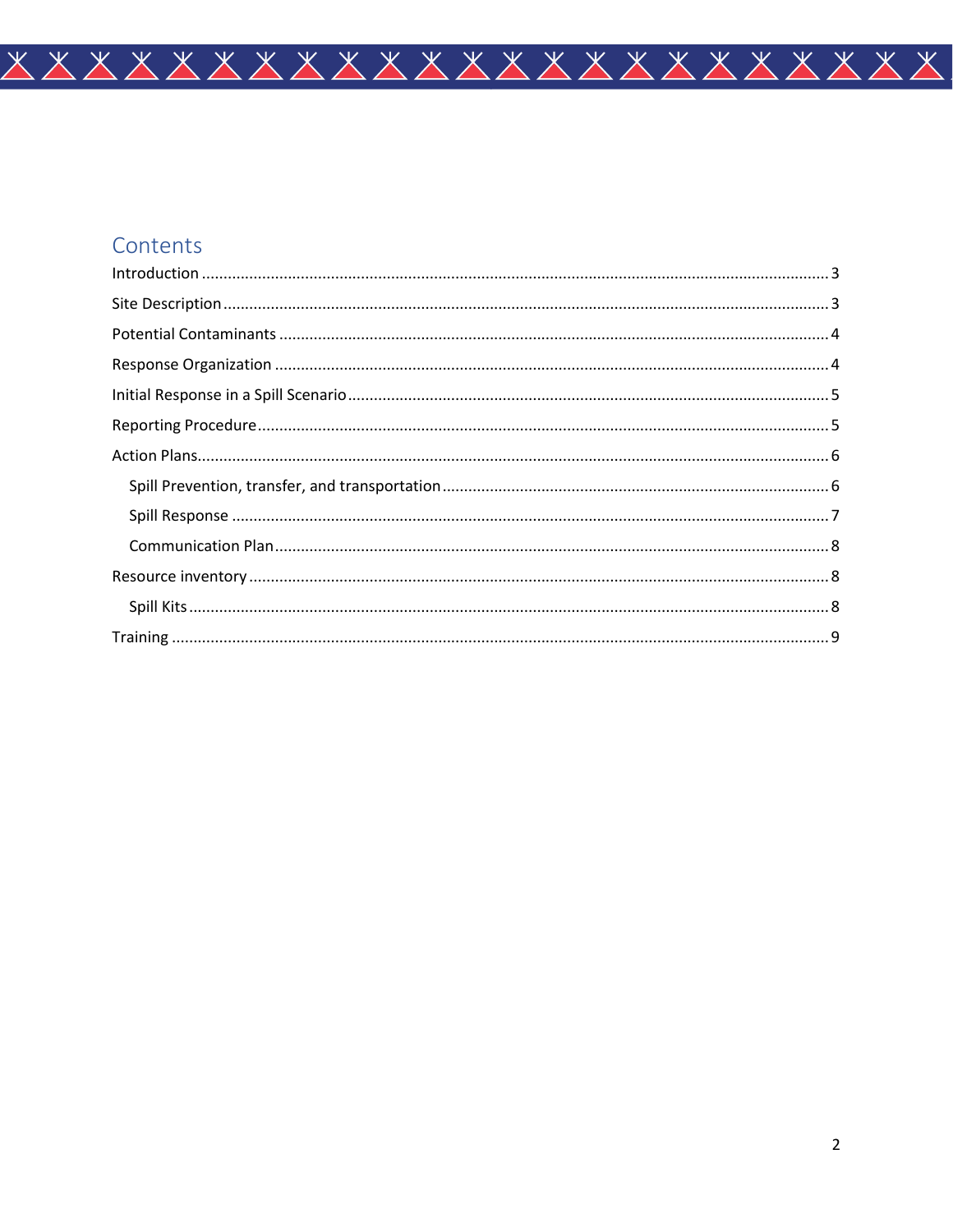# Contents

- Introduction ........ 3
- Site Description ........ 3
- Potential Contaminants ........ 4
- Response Organization ........ 4
- Initial Response in a Spill Scenario ........ 5
- Reporting Procedure ........ 5
- Action Plans ........ 6
  - Spill Prevention, transfer, and transportation ........ 6
  - Spill Response ........ 7
  - Communication Plan ........ 8
- Resource inventory ........ 8
  - Spill Kits ........ 8
- Training ........ 9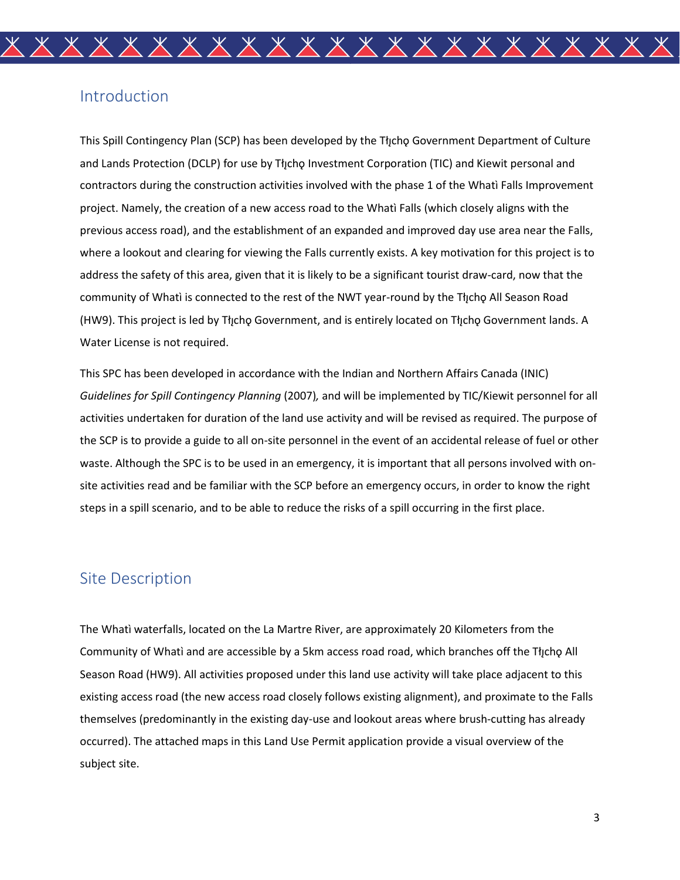## Introduction

This Spill Contingency Plan (SCP) has been developed by the Tłı̨chǫ Government Department of Culture and Lands Protection (DCLP) for use by Tłı̨chǫ Investment Corporation (TIC) and Kiewit personal and contractors during the construction activities involved with the phase 1 of the Whatì Falls Improvement project. Namely, the creation of a new access road to the Whatì Falls (which closely aligns with the previous access road), and the establishment of an expanded and improved day use area near the Falls, where a lookout and clearing for viewing the Falls currently exists. A key motivation for this project is to address the safety of this area, given that it is likely to be a significant tourist draw-card, now that the community of Whatì is connected to the rest of the NWT year-round by the Tłı̨chǫ All Season Road (HW9). This project is led by Tłı̨chǫ Government, and is entirely located on Tłı̨chǫ Government lands. A Water License is not required.

This SPC has been developed in accordance with the Indian and Northern Affairs Canada (INIC) *Guidelines for Spill Contingency Planning* (2007), and will be implemented by TIC/Kiewit personnel for all activities undertaken for duration of the land use activity and will be revised as required. The purpose of the SCP is to provide a guide to all on-site personnel in the event of an accidental release of fuel or other waste. Although the SPC is to be used in an emergency, it is important that all persons involved with on-site activities read and be familiar with the SCP before an emergency occurs, in order to know the right steps in a spill scenario, and to be able to reduce the risks of a spill occurring in the first place.

## Site Description

The Whatì waterfalls, located on the La Martre River, are approximately 20 Kilometers from the Community of Whatì and are accessible by a 5km access road road, which branches off the Tłı̨chǫ All Season Road (HW9). All activities proposed under this land use activity will take place adjacent to this existing access road (the new access road closely follows existing alignment), and proximate to the Falls themselves (predominantly in the existing day-use and lookout areas where brush-cutting has already occurred). The attached maps in this Land Use Permit application provide a visual overview of the subject site.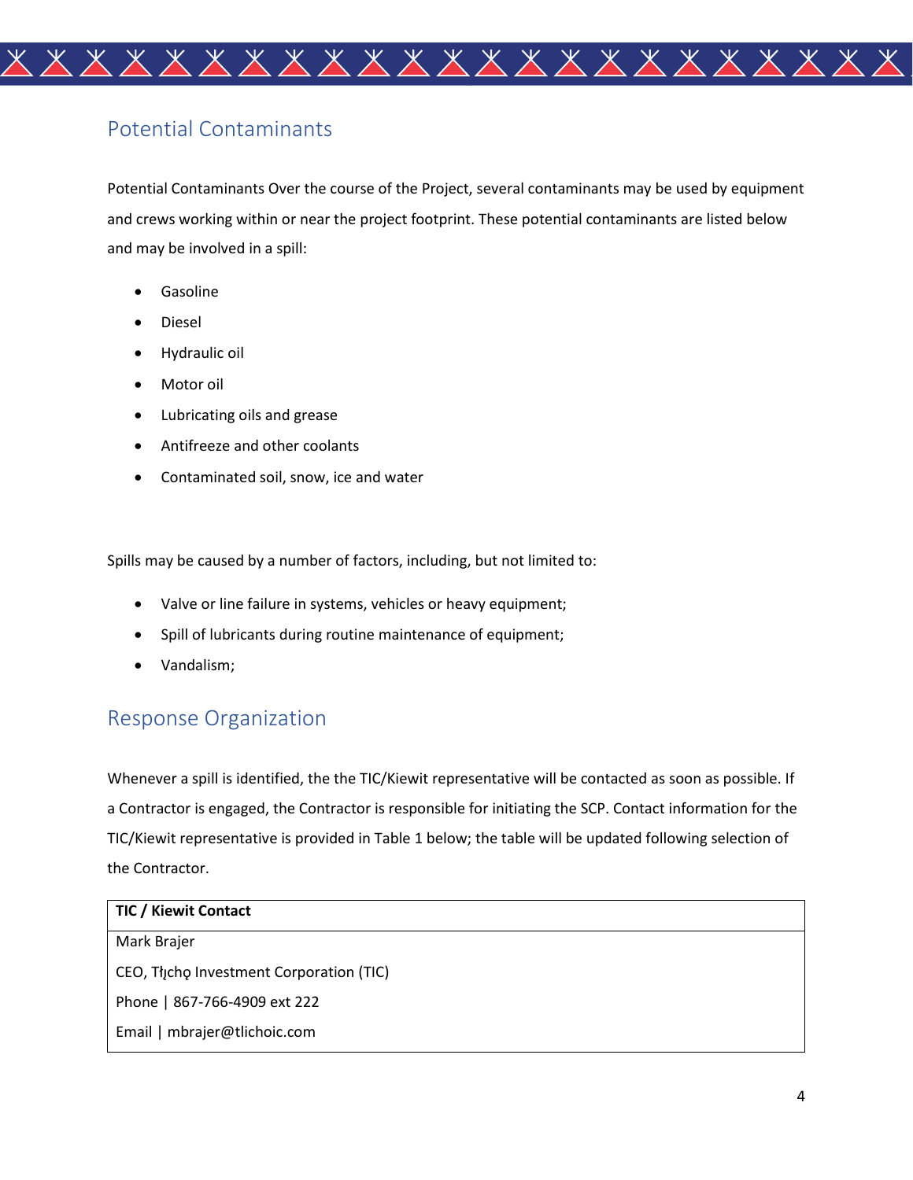## Potential Contaminants

Potential Contaminants Over the course of the Project, several contaminants may be used by equipment and crews working within or near the project footprint. These potential contaminants are listed below and may be involved in a spill:

- Gasoline
- Diesel
- Hydraulic oil
- Motor oil
- Lubricating oils and grease
- Antifreeze and other coolants
- Contaminated soil, snow, ice and water

Spills may be caused by a number of factors, including, but not limited to:

- Valve or line failure in systems, vehicles or heavy equipment;
- Spill of lubricants during routine maintenance of equipment;
- Vandalism;

## Response Organization

Whenever a spill is identified, the the TIC/Kiewit representative will be contacted as soon as possible. If a Contractor is engaged, the Contractor is responsible for initiating the SCP. Contact information for the TIC/Kiewit representative is provided in Table 1 below; the table will be updated following selection of the Contractor.

| **TIC / Kiewit Contact** |
| --- |
| Mark Brajer<br>CEO, Tłı̨chǫ Investment Corporation (TIC)<br>Phone \| 867-766-4909 ext 222<br>Email \| mbrajer@tlichoic.com |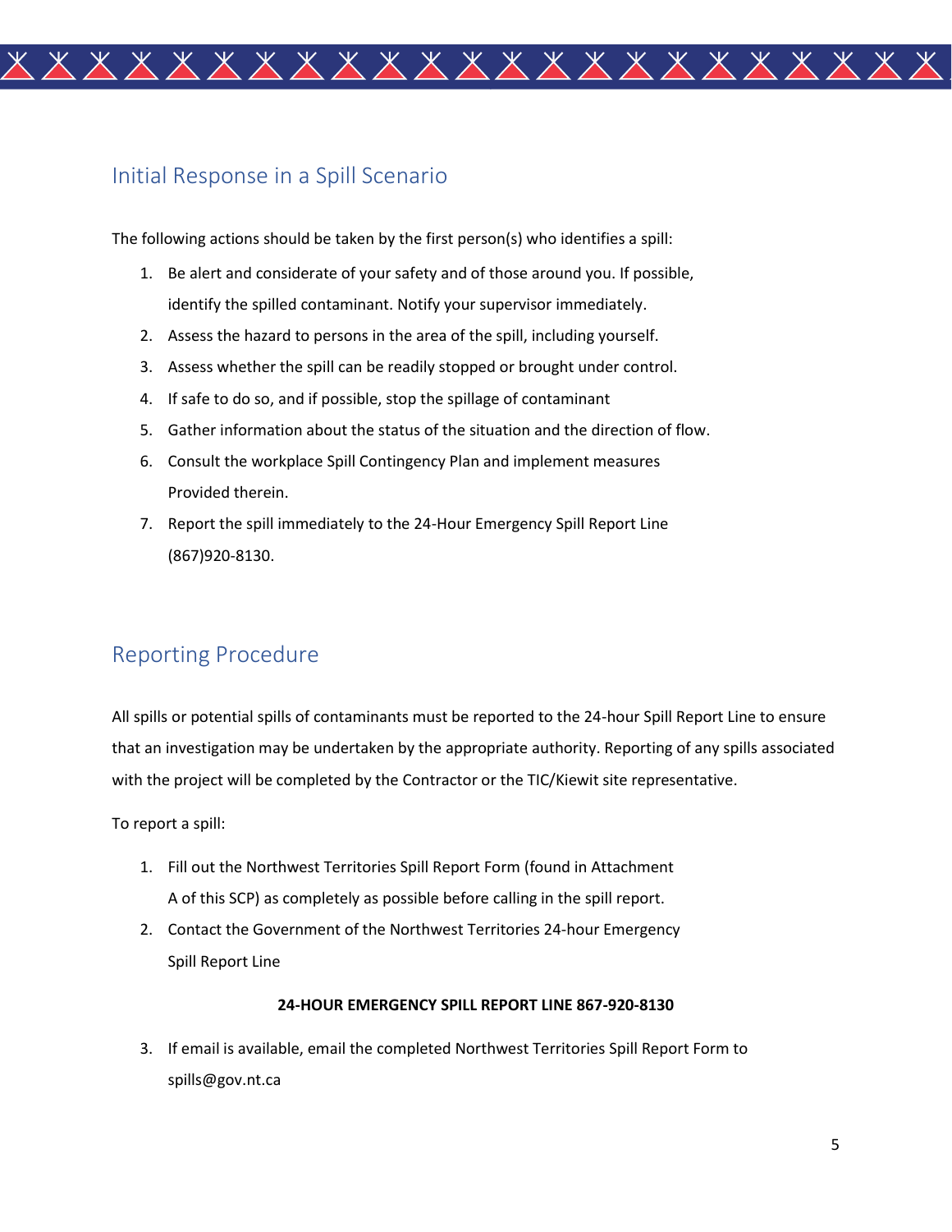## Initial Response in a Spill Scenario

The following actions should be taken by the first person(s) who identifies a spill:

1. Be alert and considerate of your safety and of those around you. If possible, identify the spilled contaminant. Notify your supervisor immediately.
2. Assess the hazard to persons in the area of the spill, including yourself.
3. Assess whether the spill can be readily stopped or brought under control.
4. If safe to do so, and if possible, stop the spillage of contaminant
5. Gather information about the status of the situation and the direction of flow.
6. Consult the workplace Spill Contingency Plan and implement measures Provided therein.
7. Report the spill immediately to the 24-Hour Emergency Spill Report Line (867)920-8130.

## Reporting Procedure

All spills or potential spills of contaminants must be reported to the 24-hour Spill Report Line to ensure that an investigation may be undertaken by the appropriate authority. Reporting of any spills associated with the project will be completed by the Contractor or the TIC/Kiewit site representative.

To report a spill:

1. Fill out the Northwest Territories Spill Report Form (found in Attachment A of this SCP) as completely as possible before calling in the spill report.
2. Contact the Government of the Northwest Territories 24-hour Emergency Spill Report Line

**24-HOUR EMERGENCY SPILL REPORT LINE 867-920-8130**

3. If email is available, email the completed Northwest Territories Spill Report Form to spills@gov.nt.ca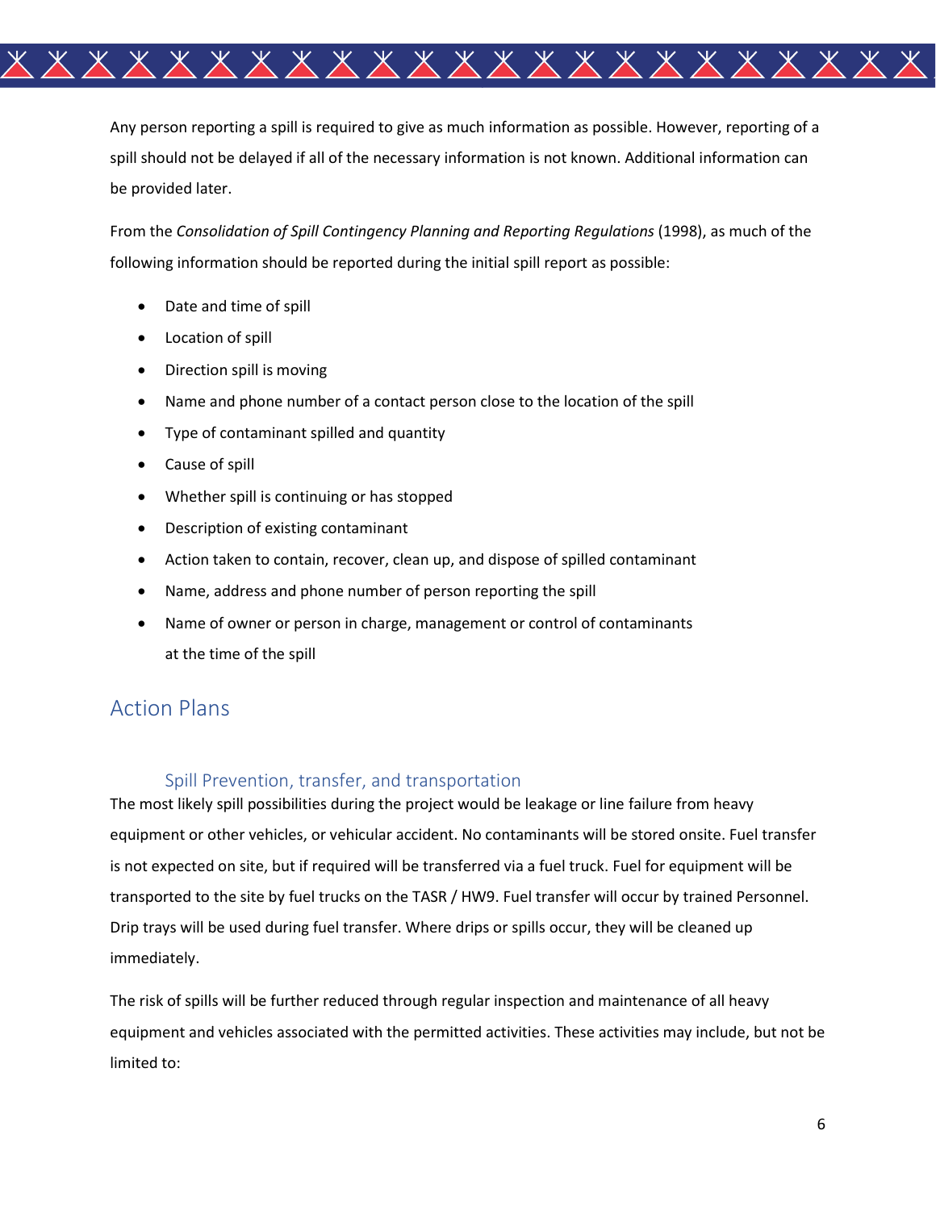Any person reporting a spill is required to give as much information as possible. However, reporting of a spill should not be delayed if all of the necessary information is not known. Additional information can be provided later.

From the *Consolidation of Spill Contingency Planning and Reporting Regulations* (1998), as much of the following information should be reported during the initial spill report as possible:

- Date and time of spill
- Location of spill
- Direction spill is moving
- Name and phone number of a contact person close to the location of the spill
- Type of contaminant spilled and quantity
- Cause of spill
- Whether spill is continuing or has stopped
- Description of existing contaminant
- Action taken to contain, recover, clean up, and dispose of spilled contaminant
- Name, address and phone number of person reporting the spill
- Name of owner or person in charge, management or control of contaminants at the time of the spill

## Action Plans

### Spill Prevention, transfer, and transportation

The most likely spill possibilities during the project would be leakage or line failure from heavy equipment or other vehicles, or vehicular accident. No contaminants will be stored onsite. Fuel transfer is not expected on site, but if required will be transferred via a fuel truck. Fuel for equipment will be transported to the site by fuel trucks on the TASR / HW9. Fuel transfer will occur by trained Personnel. Drip trays will be used during fuel transfer. Where drips or spills occur, they will be cleaned up immediately.

The risk of spills will be further reduced through regular inspection and maintenance of all heavy equipment and vehicles associated with the permitted activities. These activities may include, but not be limited to: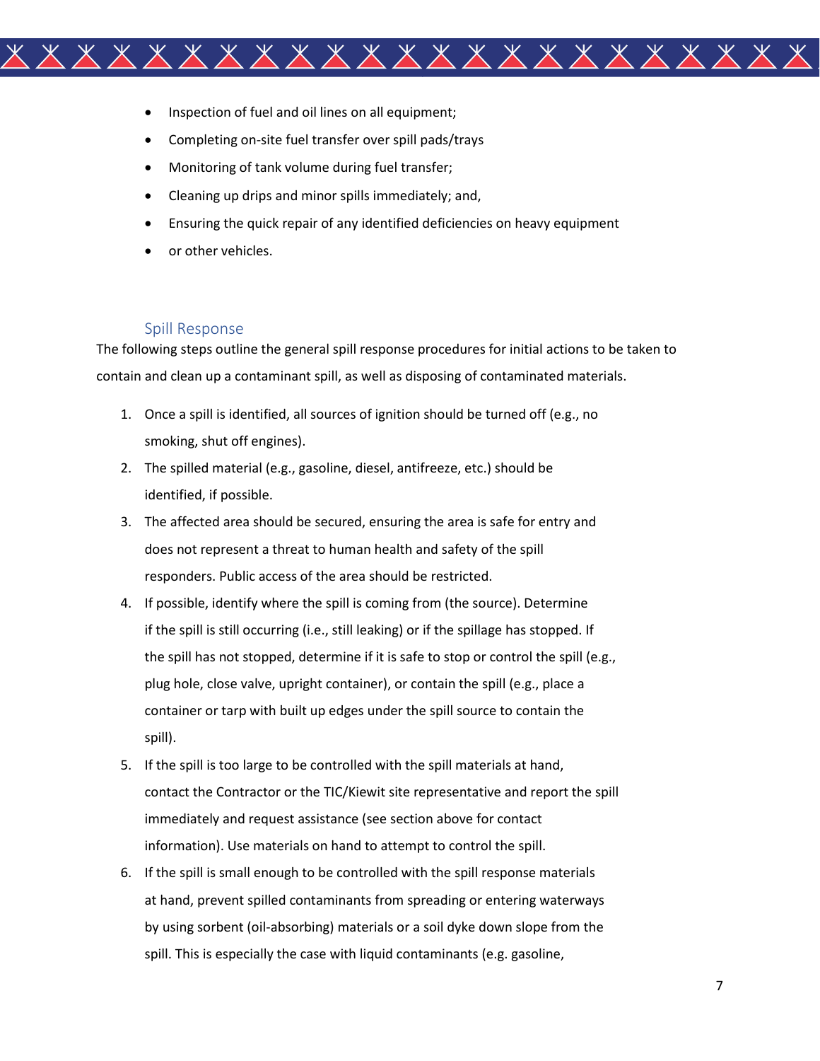- Inspection of fuel and oil lines on all equipment;
- Completing on-site fuel transfer over spill pads/trays
- Monitoring of tank volume during fuel transfer;
- Cleaning up drips and minor spills immediately; and,
- Ensuring the quick repair of any identified deficiencies on heavy equipment
- or other vehicles.

### Spill Response

The following steps outline the general spill response procedures for initial actions to be taken to contain and clean up a contaminant spill, as well as disposing of contaminated materials.

1. Once a spill is identified, all sources of ignition should be turned off (e.g., no smoking, shut off engines).
2. The spilled material (e.g., gasoline, diesel, antifreeze, etc.) should be identified, if possible.
3. The affected area should be secured, ensuring the area is safe for entry and does not represent a threat to human health and safety of the spill responders. Public access of the area should be restricted.
4. If possible, identify where the spill is coming from (the source). Determine if the spill is still occurring (i.e., still leaking) or if the spillage has stopped. If the spill has not stopped, determine if it is safe to stop or control the spill (e.g., plug hole, close valve, upright container), or contain the spill (e.g., place a container or tarp with built up edges under the spill source to contain the spill).
5. If the spill is too large to be controlled with the spill materials at hand, contact the Contractor or the TIC/Kiewit site representative and report the spill immediately and request assistance (see section above for contact information). Use materials on hand to attempt to control the spill.
6. If the spill is small enough to be controlled with the spill response materials at hand, prevent spilled contaminants from spreading or entering waterways by using sorbent (oil-absorbing) materials or a soil dyke down slope from the spill. This is especially the case with liquid contaminants (e.g. gasoline,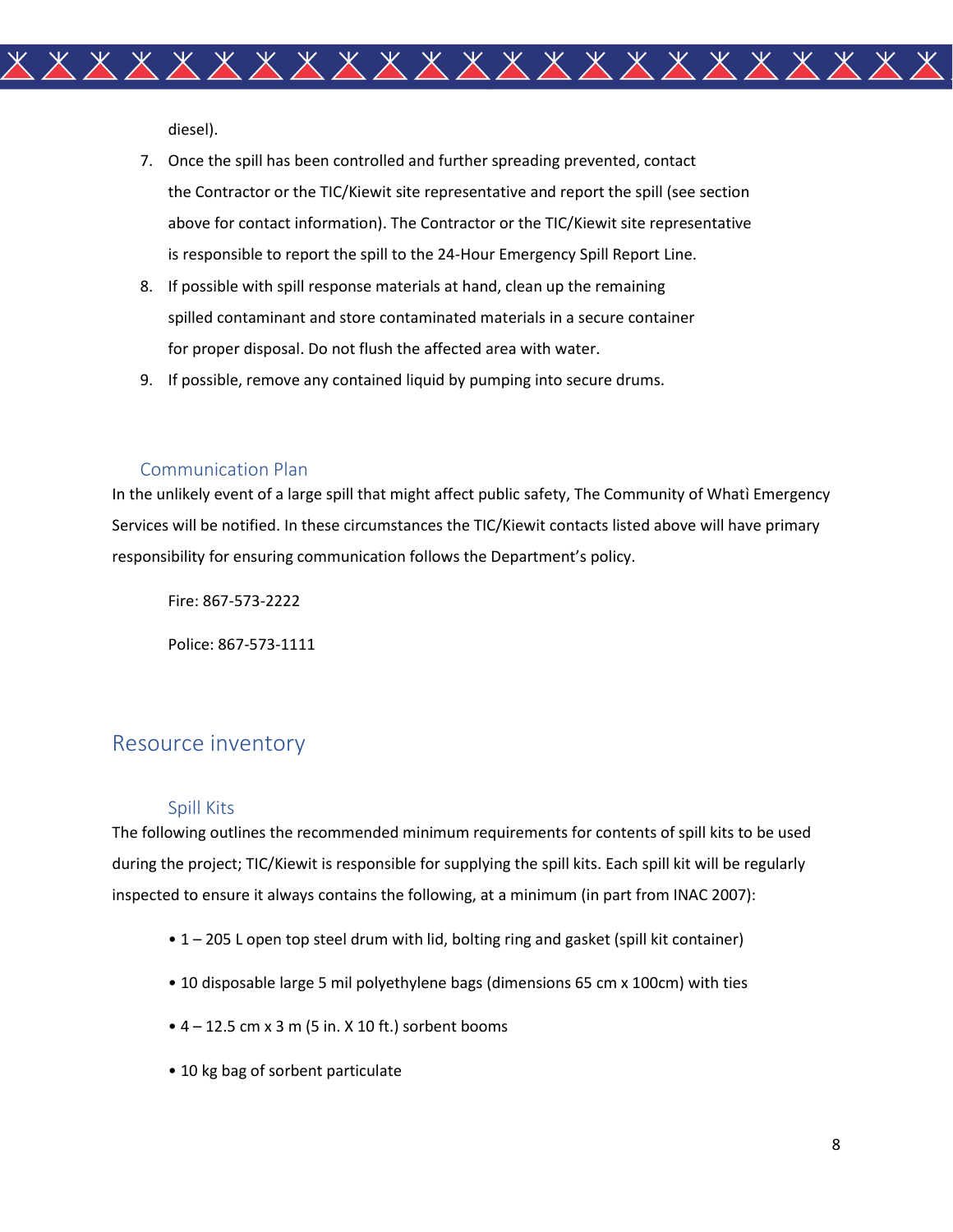diesel).

7. Once the spill has been controlled and further spreading prevented, contact the Contractor or the TIC/Kiewit site representative and report the spill (see section above for contact information). The Contractor or the TIC/Kiewit site representative is responsible to report the spill to the 24-Hour Emergency Spill Report Line.
8. If possible with spill response materials at hand, clean up the remaining spilled contaminant and store contaminated materials in a secure container for proper disposal. Do not flush the affected area with water.
9. If possible, remove any contained liquid by pumping into secure drums.

### Communication Plan

In the unlikely event of a large spill that might affect public safety, The Community of Whatì Emergency Services will be notified. In these circumstances the TIC/Kiewit contacts listed above will have primary responsibility for ensuring communication follows the Department's policy.

Fire: 867-573-2222

Police: 867-573-1111

## Resource inventory

### Spill Kits

The following outlines the recommended minimum requirements for contents of spill kits to be used during the project; TIC/Kiewit is responsible for supplying the spill kits. Each spill kit will be regularly inspected to ensure it always contains the following, at a minimum (in part from INAC 2007):

- 1 – 205 L open top steel drum with lid, bolting ring and gasket (spill kit container)
- 10 disposable large 5 mil polyethylene bags (dimensions 65 cm x 100cm) with ties
- 4 – 12.5 cm x 3 m (5 in. X 10 ft.) sorbent booms
- 10 kg bag of sorbent particulate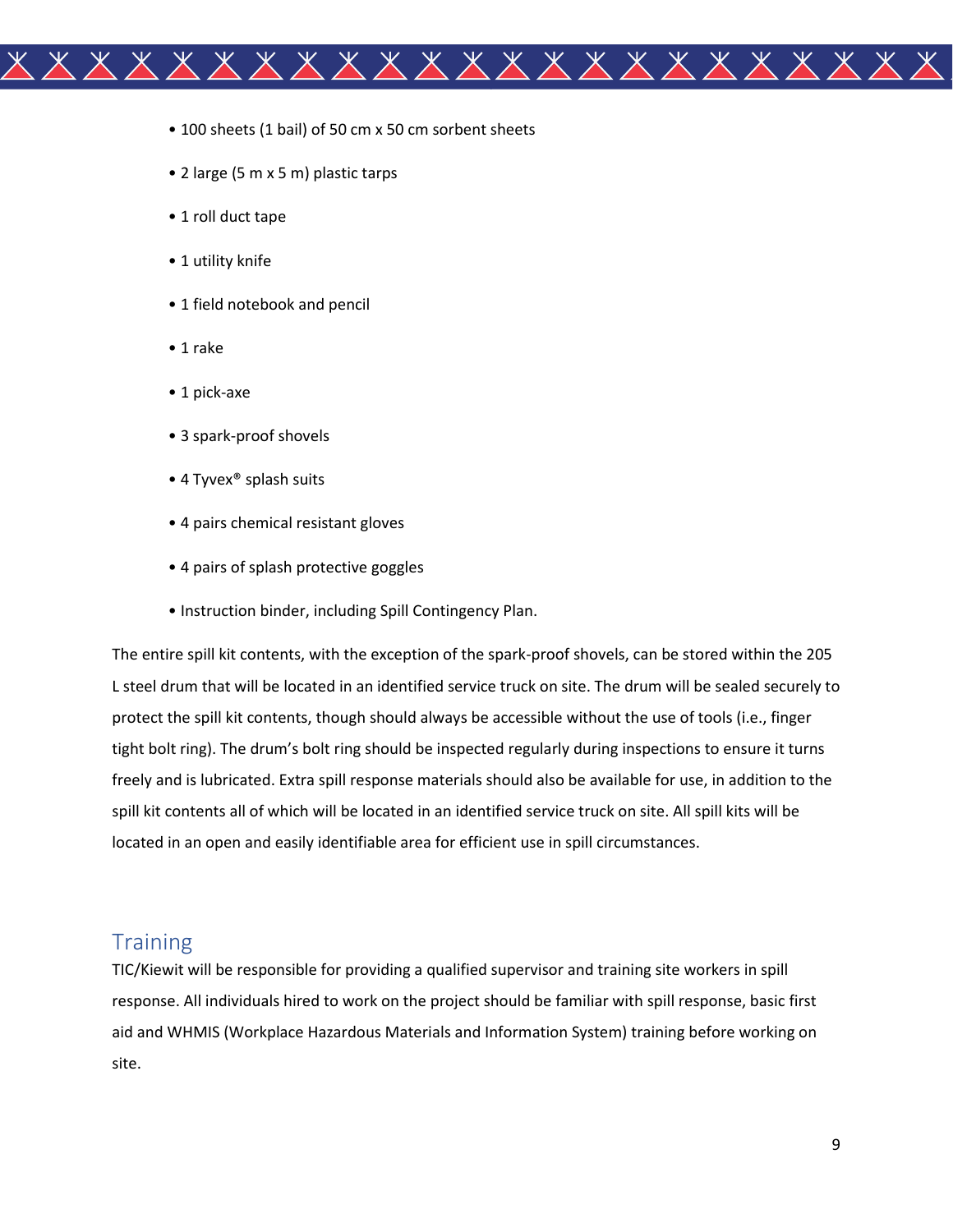- 100 sheets (1 bail) of 50 cm x 50 cm sorbent sheets
- 2 large (5 m x 5 m) plastic tarps
- 1 roll duct tape
- 1 utility knife
- 1 field notebook and pencil
- 1 rake
- 1 pick-axe
- 3 spark-proof shovels
- 4 Tyvex® splash suits
- 4 pairs chemical resistant gloves
- 4 pairs of splash protective goggles
- Instruction binder, including Spill Contingency Plan.

The entire spill kit contents, with the exception of the spark-proof shovels, can be stored within the 205 L steel drum that will be located in an identified service truck on site. The drum will be sealed securely to protect the spill kit contents, though should always be accessible without the use of tools (i.e., finger tight bolt ring). The drum's bolt ring should be inspected regularly during inspections to ensure it turns freely and is lubricated. Extra spill response materials should also be available for use, in addition to the spill kit contents all of which will be located in an identified service truck on site. All spill kits will be located in an open and easily identifiable area for efficient use in spill circumstances.

## Training

TIC/Kiewit will be responsible for providing a qualified supervisor and training site workers in spill response. All individuals hired to work on the project should be familiar with spill response, basic first aid and WHMIS (Workplace Hazardous Materials and Information System) training before working on site.